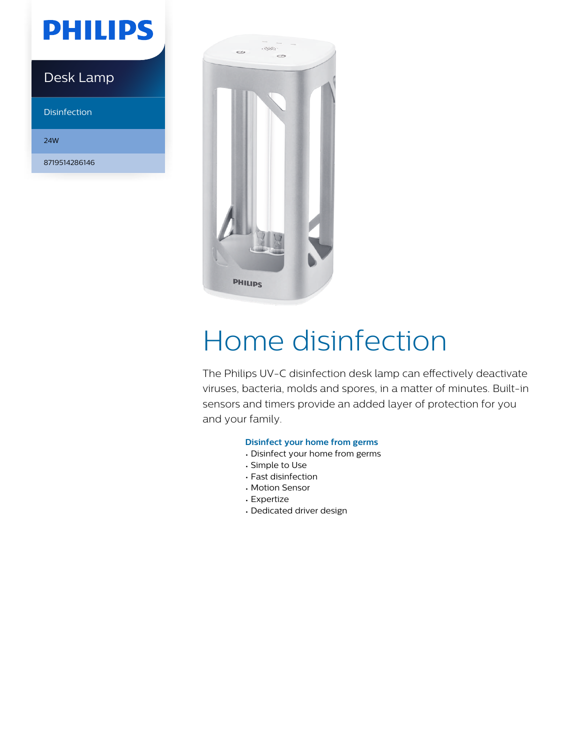PHILIPS

Desk Lamp

Disinfection

24W

8719514286146

# Home disinfection

The Philips UV-C disinfection desk lamp can effectively deactivate viruses, bacteria, molds and spores, in a matter of minutes. Built-in sensors and timers provide an added layer of protection for you and your family.

**Disinfect your home from germs**

- Disinfect your home from germs
- Simple to Use
- Fast disinfection
- Motion Sensor
- Expertize
- Dedicated driver design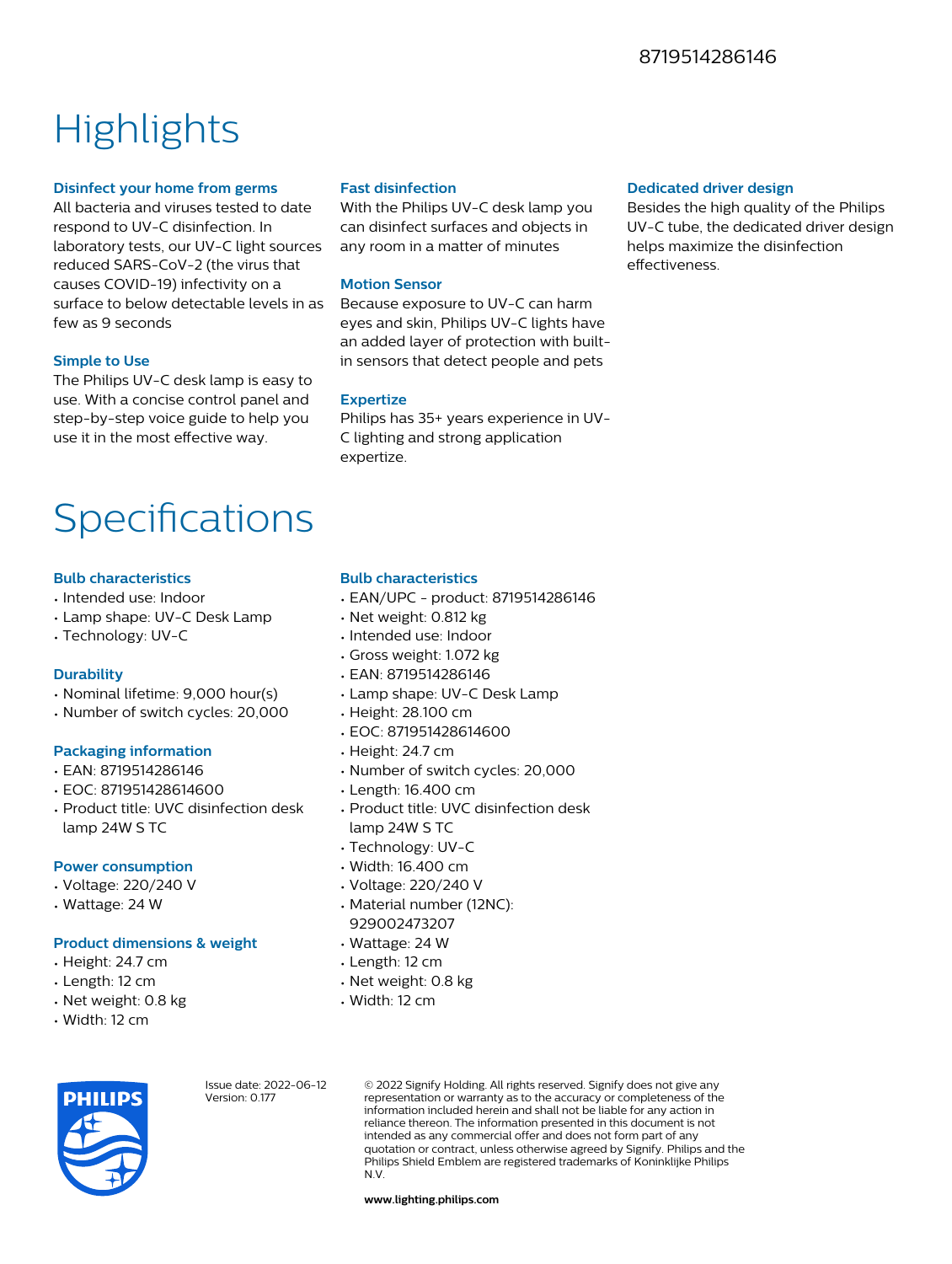8719514286146

# Highlights

### Disinfect your home from germs

All bacteria and viruses tested to date respond to UV-C disinfection. In laboratory tests, our UV-C light sources reduced SARS-CoV-2 (the virus that causes COVID-19) infectivity on a surface to below detectable levels in as few as 9 seconds

### Simple to Use

The Philips UV-C desk lamp is easy to use. With a concise control panel and step-by-step voice guide to help you use it in the most effective way.

### Fast disinfection

With the Philips UV-C desk lamp you can disinfect surfaces and objects in any room in a matter of minutes

### Motion Sensor

Because exposure to UV-C can harm eyes and skin, Philips UV-C lights have an added layer of protection with built-in sensors that detect people and pets

### Expertize

Philips has 35+ years experience in UV-C lighting and strong application expertize.

### Dedicated driver design

Besides the high quality of the Philips UV-C tube, the dedicated driver design helps maximize the disinfection effectiveness.

# Specifications

### Bulb characteristics

- Intended use: Indoor
- Lamp shape: UV-C Desk Lamp
- Technology: UV-C

### Durability

- Nominal lifetime: 9,000 hour(s)
- Number of switch cycles: 20,000

### Packaging information

- EAN: 8719514286146
- EOC: 871951428614600
- Product title: UVC disinfection desk lamp 24W S TC

### Power consumption

- Voltage: 220/240 V
- Wattage: 24 W

### Product dimensions & weight

- Height: 24.7 cm
- Length: 12 cm
- Net weight: 0.8 kg
- Width: 12 cm

### Bulb characteristics

- EAN/UPC - product: 8719514286146
- Net weight: 0.812 kg
- Intended use: Indoor
- Gross weight: 1.072 kg
- EAN: 8719514286146
- Lamp shape: UV-C Desk Lamp
- Height: 28.100 cm
- EOC: 871951428614600
- Height: 24.7 cm
- Number of switch cycles: 20,000
- Length: 16.400 cm
- Product title: UVC disinfection desk lamp 24W S TC
- Technology: UV-C
- Width: 16.400 cm
- Voltage: 220/240 V
- Material number (12NC): 929002473207
- Wattage: 24 W
- Length: 12 cm
- Net weight: 0.8 kg
- Width: 12 cm

Issue date: 2022-06-12
Version: 0.177

© 2022 Signify Holding. All rights reserved. Signify does not give any representation or warranty as to the accuracy or completeness of the information included herein and shall not be liable for any action in reliance thereon. The information presented in this document is not intended as any commercial offer and does not form part of any quotation or contract, unless otherwise agreed by Signify. Philips and the Philips Shield Emblem are registered trademarks of Koninklijke Philips N.V.

www.lighting.philips.com